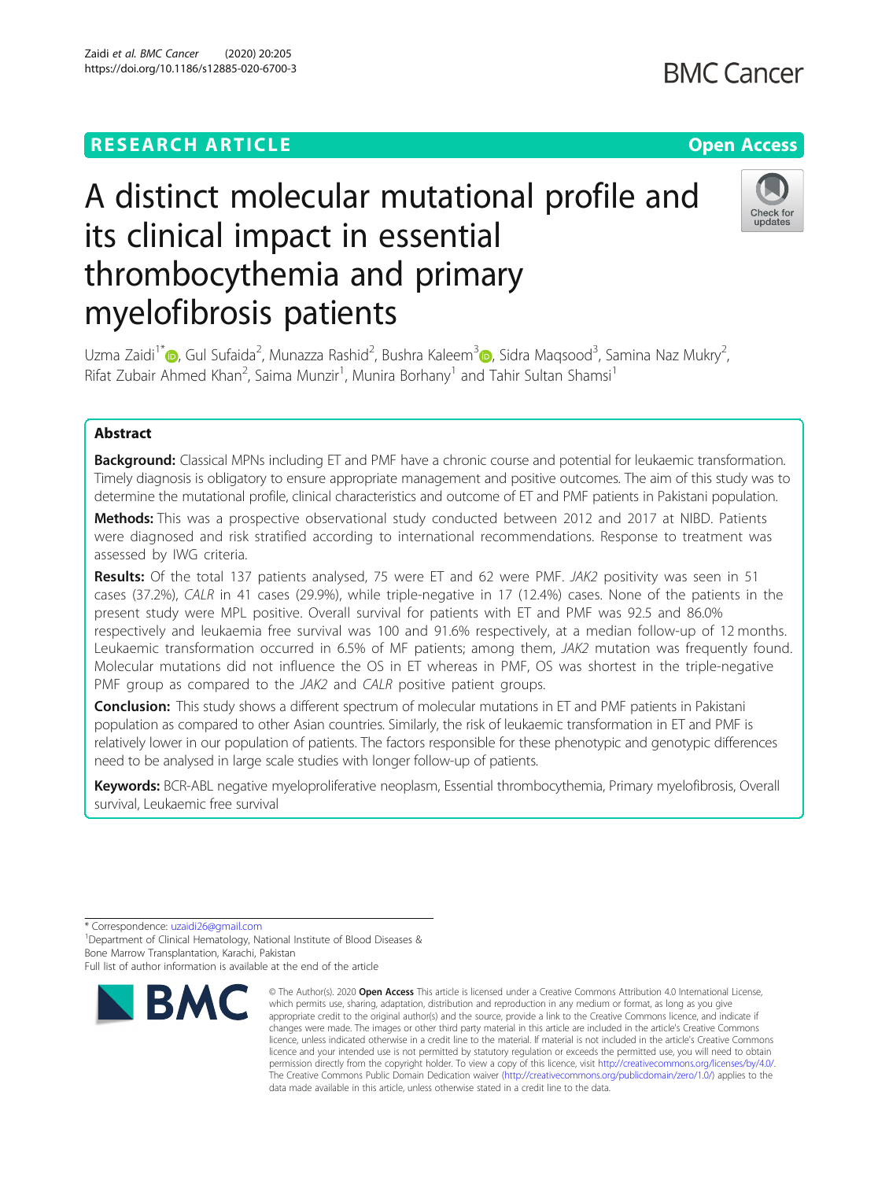RESEARCH ARTICLE

Open Access

# A distinct molecular mutational profile and its clinical impact in essential thrombocythemia and primary myelofibrosis patients

Uzma Zaidi[1*], Gul Sufaida[2], Munazza Rashid[2], Bushra Kaleem[3], Sidra Maqsood[3], Samina Naz Mukry[2], Rifat Zubair Ahmed Khan[2], Saima Munzir[1], Munira Borhany[1] and Tahir Sultan Shamsi[1]

## Abstract

**Background:** Classical MPNs including ET and PMF have a chronic course and potential for leukaemic transformation. Timely diagnosis is obligatory to ensure appropriate management and positive outcomes. The aim of this study was to determine the mutational profile, clinical characteristics and outcome of ET and PMF patients in Pakistani population.

**Methods:** This was a prospective observational study conducted between 2012 and 2017 at NIBD. Patients were diagnosed and risk stratified according to international recommendations. Response to treatment was assessed by IWG criteria.

**Results:** Of the total 137 patients analysed, 75 were ET and 62 were PMF. *JAK2* positivity was seen in 51 cases (37.2%), *CALR* in 41 cases (29.9%), while triple-negative in 17 (12.4%) cases. None of the patients in the present study were MPL positive. Overall survival for patients with ET and PMF was 92.5 and 86.0% respectively and leukaemia free survival was 100 and 91.6% respectively, at a median follow-up of 12 months. Leukaemic transformation occurred in 6.5% of MF patients; among them, *JAK2* mutation was frequently found. Molecular mutations did not influence the OS in ET whereas in PMF, OS was shortest in the triple-negative PMF group as compared to the *JAK2* and *CALR* positive patient groups.

**Conclusion:** This study shows a different spectrum of molecular mutations in ET and PMF patients in Pakistani population as compared to other Asian countries. Similarly, the risk of leukaemic transformation in ET and PMF is relatively lower in our population of patients. The factors responsible for these phenotypic and genotypic differences need to be analysed in large scale studies with longer follow-up of patients.

**Keywords:** BCR-ABL negative myeloproliferative neoplasm, Essential thrombocythemia, Primary myelofibrosis, Overall survival, Leukaemic free survival

\* Correspondence: uzaidi26@gmail.com
[1]Department of Clinical Hematology, National Institute of Blood Diseases & Bone Marrow Transplantation, Karachi, Pakistan
Full list of author information is available at the end of the article

© The Author(s). 2020 **Open Access** This article is licensed under a Creative Commons Attribution 4.0 International License, which permits use, sharing, adaptation, distribution and reproduction in any medium or format, as long as you give appropriate credit to the original author(s) and the source, provide a link to the Creative Commons licence, and indicate if changes were made. The images or other third party material in this article are included in the article's Creative Commons licence, unless indicated otherwise in a credit line to the material. If material is not included in the article's Creative Commons licence and your intended use is not permitted by statutory regulation or exceeds the permitted use, you will need to obtain permission directly from the copyright holder. To view a copy of this licence, visit http://creativecommons.org/licenses/by/4.0/. The Creative Commons Public Domain Dedication waiver (http://creativecommons.org/publicdomain/zero/1.0/) applies to the data made available in this article, unless otherwise stated in a credit line to the data.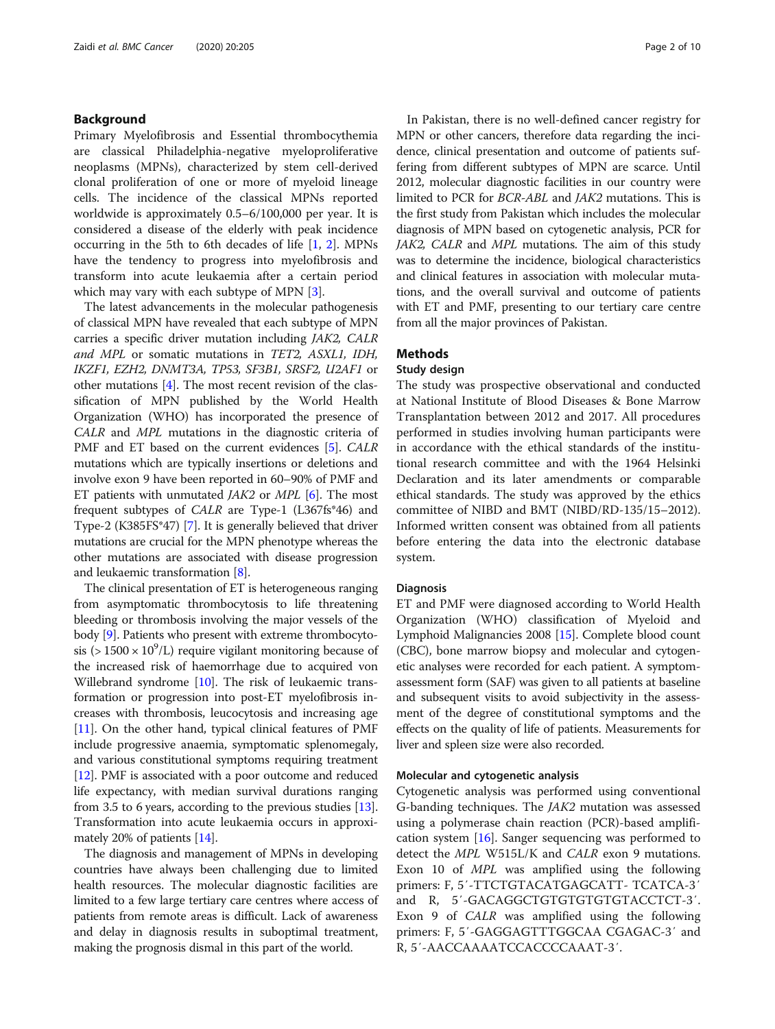## Background

Primary Myelofibrosis and Essential thrombocythemia are classical Philadelphia-negative myeloproliferative neoplasms (MPNs), characterized by stem cell-derived clonal proliferation of one or more of myeloid lineage cells. The incidence of the classical MPNs reported worldwide is approximately 0.5–6/100,000 per year. It is considered a disease of the elderly with peak incidence occurring in the 5th to 6th decades of life [1, 2]. MPNs have the tendency to progress into myelofibrosis and transform into acute leukaemia after a certain period which may vary with each subtype of MPN [3].

The latest advancements in the molecular pathogenesis of classical MPN have revealed that each subtype of MPN carries a specific driver mutation including *JAK2, CALR and MPL* or somatic mutations in *TET2, ASXL1, IDH, IKZF1, EZH2, DNMT3A, TP53, SF3B1, SRSF2, U2AF1* or other mutations [4]. The most recent revision of the classification of MPN published by the World Health Organization (WHO) has incorporated the presence of *CALR* and *MPL* mutations in the diagnostic criteria of PMF and ET based on the current evidences [5]. *CALR* mutations which are typically insertions or deletions and involve exon 9 have been reported in 60–90% of PMF and ET patients with unmutated *JAK2* or *MPL* [6]. The most frequent subtypes of *CALR* are Type-1 (L367fs*46) and Type-2 (K385FS*47) [7]. It is generally believed that driver mutations are crucial for the MPN phenotype whereas the other mutations are associated with disease progression and leukaemic transformation [8].

The clinical presentation of ET is heterogeneous ranging from asymptomatic thrombocytosis to life threatening bleeding or thrombosis involving the major vessels of the body [9]. Patients who present with extreme thrombocytosis ($> 1500 \times 10^9$/L) require vigilant monitoring because of the increased risk of haemorrhage due to acquired von Willebrand syndrome [10]. The risk of leukaemic transformation or progression into post-ET myelofibrosis increases with thrombosis, leucocytosis and increasing age [11]. On the other hand, typical clinical features of PMF include progressive anaemia, symptomatic splenomegaly, and various constitutional symptoms requiring treatment [12]. PMF is associated with a poor outcome and reduced life expectancy, with median survival durations ranging from 3.5 to 6 years, according to the previous studies [13]. Transformation into acute leukaemia occurs in approximately 20% of patients [14].

The diagnosis and management of MPNs in developing countries have always been challenging due to limited health resources. The molecular diagnostic facilities are limited to a few large tertiary care centres where access of patients from remote areas is difficult. Lack of awareness and delay in diagnosis results in suboptimal treatment, making the prognosis dismal in this part of the world.

In Pakistan, there is no well-defined cancer registry for MPN or other cancers, therefore data regarding the incidence, clinical presentation and outcome of patients suffering from different subtypes of MPN are scarce. Until 2012, molecular diagnostic facilities in our country were limited to PCR for *BCR-ABL* and *JAK2* mutations. This is the first study from Pakistan which includes the molecular diagnosis of MPN based on cytogenetic analysis, PCR for *JAK2, CALR* and *MPL* mutations. The aim of this study was to determine the incidence, biological characteristics and clinical features in association with molecular mutations, and the overall survival and outcome of patients with ET and PMF, presenting to our tertiary care centre from all the major provinces of Pakistan.

## Methods

### Study design

The study was prospective observational and conducted at National Institute of Blood Diseases & Bone Marrow Transplantation between 2012 and 2017. All procedures performed in studies involving human participants were in accordance with the ethical standards of the institutional research committee and with the 1964 Helsinki Declaration and its later amendments or comparable ethical standards. The study was approved by the ethics committee of NIBD and BMT (NIBD/RD-135/15–2012). Informed written consent was obtained from all patients before entering the data into the electronic database system.

### Diagnosis

ET and PMF were diagnosed according to World Health Organization (WHO) classification of Myeloid and Lymphoid Malignancies 2008 [15]. Complete blood count (CBC), bone marrow biopsy and molecular and cytogenetic analyses were recorded for each patient. A symptom-assessment form (SAF) was given to all patients at baseline and subsequent visits to avoid subjectivity in the assessment of the degree of constitutional symptoms and the effects on the quality of life of patients. Measurements for liver and spleen size were also recorded.

### Molecular and cytogenetic analysis

Cytogenetic analysis was performed using conventional G-banding techniques. The *JAK2* mutation was assessed using a polymerase chain reaction (PCR)-based amplification system [16]. Sanger sequencing was performed to detect the *MPL* W515L/K and *CALR* exon 9 mutations. Exon 10 of *MPL* was amplified using the following primers: F, 5′-TTCTGTACATGAGCATT- TCATCA-3′ and R, 5′-GACAGGCTGTGTGTGTGTACCTCT-3′. Exon 9 of *CALR* was amplified using the following primers: F, 5′-GAGGAGTTTGGCAA CGAGAC-3′ and R, 5′-AACCAAAATCCACCCCAAAT-3′.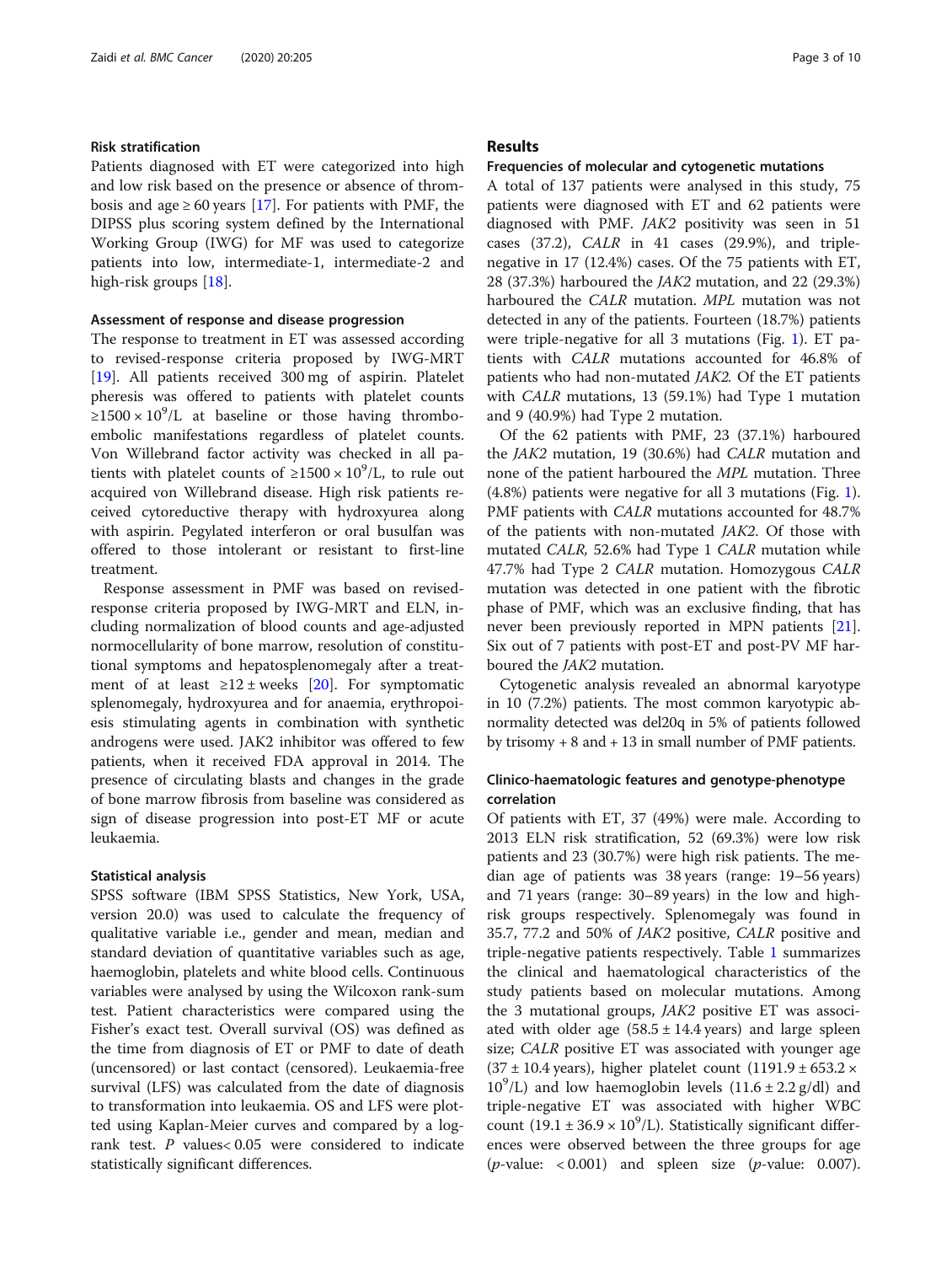### Risk stratification

Patients diagnosed with ET were categorized into high and low risk based on the presence or absence of thrombosis and age ≥ 60 years [17]. For patients with PMF, the DIPSS plus scoring system defined by the International Working Group (IWG) for MF was used to categorize patients into low, intermediate-1, intermediate-2 and high-risk groups [18].

### Assessment of response and disease progression

The response to treatment in ET was assessed according to revised-response criteria proposed by IWG-MRT [19]. All patients received 300 mg of aspirin. Platelet pheresis was offered to patients with platelet counts $\geq 1500 \times 10^9$/L at baseline or those having thromboembolic manifestations regardless of platelet counts. Von Willebrand factor activity was checked in all patients with platelet counts of $\geq 1500 \times 10^9$/L, to rule out acquired von Willebrand disease. High risk patients received cytoreductive therapy with hydroxyurea along with aspirin. Pegylated interferon or oral busulfan was offered to those intolerant or resistant to first-line treatment.

Response assessment in PMF was based on revised-response criteria proposed by IWG-MRT and ELN, including normalization of blood counts and age-adjusted normocellularity of bone marrow, resolution of constitutional symptoms and hepatosplenomegaly after a treatment of at least ≥12 ± weeks [20]. For symptomatic splenomegaly, hydroxyurea and for anaemia, erythropoiesis stimulating agents in combination with synthetic androgens were used. JAK2 inhibitor was offered to few patients, when it received FDA approval in 2014. The presence of circulating blasts and changes in the grade of bone marrow fibrosis from baseline was considered as sign of disease progression into post-ET MF or acute leukaemia.

### Statistical analysis

SPSS software (IBM SPSS Statistics, New York, USA, version 20.0) was used to calculate the frequency of qualitative variable i.e., gender and mean, median and standard deviation of quantitative variables such as age, haemoglobin, platelets and white blood cells. Continuous variables were analysed by using the Wilcoxon rank-sum test. Patient characteristics were compared using the Fisher's exact test. Overall survival (OS) was defined as the time from diagnosis of ET or PMF to date of death (uncensored) or last contact (censored). Leukaemia-free survival (LFS) was calculated from the date of diagnosis to transformation into leukaemia. OS and LFS were plotted using Kaplan-Meier curves and compared by a log-rank test. $P$ values< 0.05 were considered to indicate statistically significant differences.

## Results

### Frequencies of molecular and cytogenetic mutations

A total of 137 patients were analysed in this study, 75 patients were diagnosed with ET and 62 patients were diagnosed with PMF. *JAK2* positivity was seen in 51 cases (37.2), *CALR* in 41 cases (29.9%), and triple-negative in 17 (12.4%) cases. Of the 75 patients with ET, 28 (37.3%) harboured the *JAK2* mutation, and 22 (29.3%) harboured the *CALR* mutation. *MPL* mutation was not detected in any of the patients. Fourteen (18.7%) patients were triple-negative for all 3 mutations (Fig. 1). ET patients with *CALR* mutations accounted for 46.8% of patients who had non-mutated *JAK2*. Of the ET patients with *CALR* mutations, 13 (59.1%) had Type 1 mutation and 9 (40.9%) had Type 2 mutation.

Of the 62 patients with PMF, 23 (37.1%) harboured the *JAK2* mutation, 19 (30.6%) had *CALR* mutation and none of the patient harboured the *MPL* mutation. Three (4.8%) patients were negative for all 3 mutations (Fig. 1). PMF patients with *CALR* mutations accounted for 48.7% of the patients with non-mutated *JAK2*. Of those with mutated *CALR*, 52.6% had Type 1 *CALR* mutation while 47.7% had Type 2 *CALR* mutation. Homozygous *CALR* mutation was detected in one patient with the fibrotic phase of PMF, which was an exclusive finding, that has never been previously reported in MPN patients [21]. Six out of 7 patients with post-ET and post-PV MF harboured the *JAK2* mutation.

Cytogenetic analysis revealed an abnormal karyotype in 10 (7.2%) patients. The most common karyotypic abnormality detected was del20q in 5% of patients followed by trisomy + 8 and + 13 in small number of PMF patients.

### Clinico-haematologic features and genotype-phenotype correlation

Of patients with ET, 37 (49%) were male. According to 2013 ELN risk stratification, 52 (69.3%) were low risk patients and 23 (30.7%) were high risk patients. The median age of patients was 38 years (range: 19–56 years) and 71 years (range: 30–89 years) in the low and high-risk groups respectively. Splenomegaly was found in 35.7, 77.2 and 50% of *JAK2* positive, *CALR* positive and triple-negative patients respectively. Table 1 summarizes the clinical and haematological characteristics of the study patients based on molecular mutations. Among the 3 mutational groups, *JAK2* positive ET was associated with older age (58.5 ± 14.4 years) and large spleen size; *CALR* positive ET was associated with younger age (37 ± 10.4 years), higher platelet count ($1191.9 \pm 653.2 \times 10^9$/L) and low haemoglobin levels (11.6 ± 2.2 g/dl) and triple-negative ET was associated with higher WBC count ($19.1 \pm 36.9 \times 10^9$/L). Statistically significant differences were observed between the three groups for age ($p$-value: < 0.001) and spleen size ($p$-value: 0.007).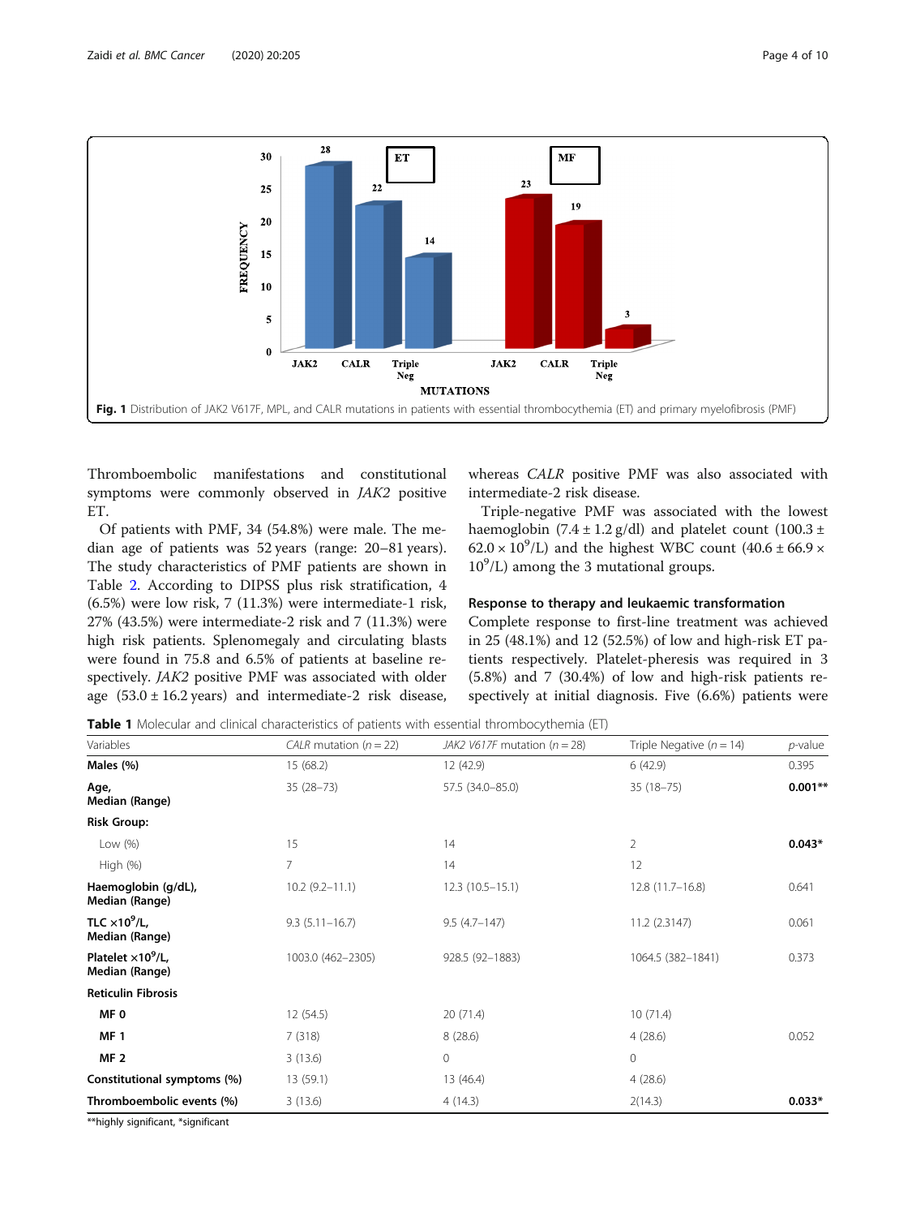Fig. 1 Distribution of JAK2 V617F, MPL, and CALR mutations in patients with essential thrombocythemia (ET) and primary myelofibrosis (PMF)

Thromboembolic manifestations and constitutional symptoms were commonly observed in *JAK2* positive ET.

Of patients with PMF, 34 (54.8%) were male. The median age of patients was 52 years (range: 20–81 years). The study characteristics of PMF patients are shown in Table 2. According to DIPSS plus risk stratification, 4 (6.5%) were low risk, 7 (11.3%) were intermediate-1 risk, 27% (43.5%) were intermediate-2 risk and 7 (11.3%) were high risk patients. Splenomegaly and circulating blasts were found in 75.8 and 6.5% of patients at baseline respectively. *JAK2* positive PMF was associated with older age (53.0 ± 16.2 years) and intermediate-2 risk disease, whereas *CALR* positive PMF was also associated with intermediate-2 risk disease.

Triple-negative PMF was associated with the lowest haemoglobin (7.4 ± 1.2 g/dl) and platelet count (100.3 ± 62.0 × $10^9$/L) and the highest WBC count (40.6 ± 66.9 × $10^9$/L) among the 3 mutational groups.

### Response to therapy and leukaemic transformation

Complete response to first-line treatment was achieved in 25 (48.1%) and 12 (52.5%) of low and high-risk ET patients respectively. Platelet-pheresis was required in 3 (5.8%) and 7 (30.4%) of low and high-risk patients respectively at initial diagnosis. Five (6.6%) patients were

**Table 1** Molecular and clinical characteristics of patients with essential thrombocythemia (ET)

| Variables | *CALR* mutation (*n* = 22) | *JAK2 V617F* mutation (*n* = 28) | Triple Negative (*n* = 14) | *p*-value |
|---|---|---|---|---|
| **Males (%)** | 15 (68.2) | 12 (42.9) | 6 (42.9) | 0.395 |
| **Age, Median (Range)** | 35 (28–73) | 57.5 (34.0–85.0) | 35 (18–75) | **0.001\*\*** |
| **Risk Group:** | | | | |
| Low (%) | 15 | 14 | 2 | **0.043\*** |
| High (%) | 7 | 14 | 12 | |
| **Haemoglobin (g/dL), Median (Range)** | 10.2 (9.2–11.1) | 12.3 (10.5–15.1) | 12.8 (11.7–16.8) | 0.641 |
| **TLC ×$10^9$/L, Median (Range)** | 9.3 (5.11–16.7) | 9.5 (4.7–147) | 11.2 (2.3147) | 0.061 |
| **Platelet ×$10^9$/L, Median (Range)** | 1003.0 (462–2305) | 928.5 (92–1883) | 1064.5 (382–1841) | 0.373 |
| **Reticulin Fibrosis** | | | | |
| **MF 0** | 12 (54.5) | 20 (71.4) | 10 (71.4) | |
| **MF 1** | 7 (318) | 8 (28.6) | 4 (28.6) | 0.052 |
| **MF 2** | 3 (13.6) | 0 | 0 | |
| **Constitutional symptoms (%)** | 13 (59.1) | 13 (46.4) | 4 (28.6) | |
| **Thromboembolic events (%)** | 3 (13.6) | 4 (14.3) | 2(14.3) | **0.033\*** |

\*\*highly significant, \*significant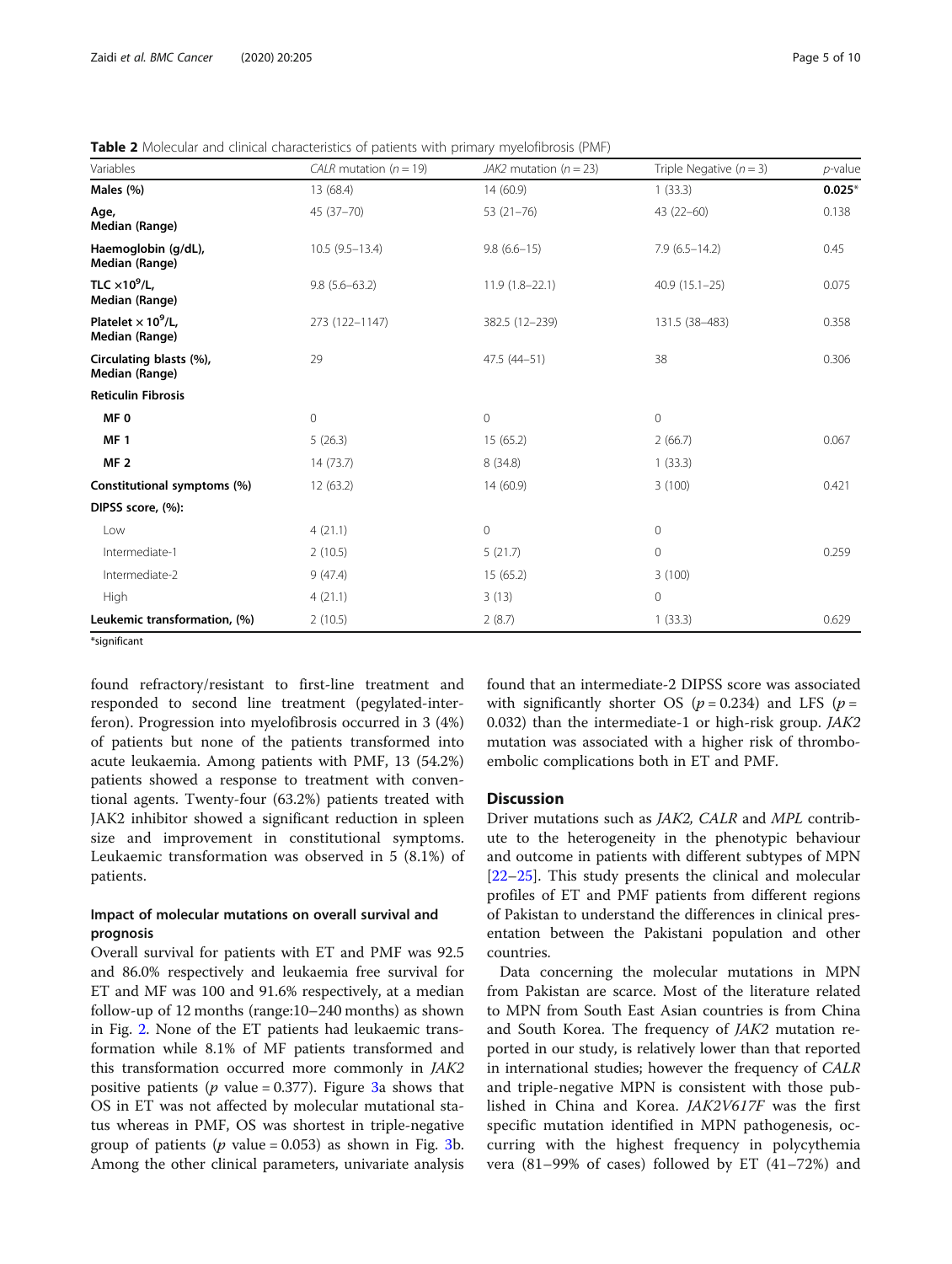**Table 2** Molecular and clinical characteristics of patients with primary myelofibrosis (PMF)

| Variables | *CALR* mutation ($n = 19$) | *JAK2* mutation ($n = 23$) | Triple Negative ($n = 3$) | *p*-value |
|---|---|---|---|---|
| **Males (%)** | 13 (68.4) | 14 (60.9) | 1 (33.3) | **0.025*** |
| **Age, Median (Range)** | 45 (37–70) | 53 (21–76) | 43 (22–60) | 0.138 |
| **Haemoglobin (g/dL), Median (Range)** | 10.5 (9.5–13.4) | 9.8 (6.6–15) | 7.9 (6.5–14.2) | 0.45 |
| **TLC $\times 10^9$/L, Median (Range)** | 9.8 (5.6–63.2) | 11.9 (1.8–22.1) | 40.9 (15.1–25) | 0.075 |
| **Platelet $\times 10^9$/L, Median (Range)** | 273 (122–1147) | 382.5 (12–239) | 131.5 (38–483) | 0.358 |
| **Circulating blasts (%), Median (Range)** | 29 | 47.5 (44–51) | 38 | 0.306 |
| **Reticulin Fibrosis** | | | | |
| **MF 0** | 0 | 0 | 0 | |
| **MF 1** | 5 (26.3) | 15 (65.2) | 2 (66.7) | 0.067 |
| **MF 2** | 14 (73.7) | 8 (34.8) | 1 (33.3) | |
| **Constitutional symptoms (%)** | 12 (63.2) | 14 (60.9) | 3 (100) | 0.421 |
| **DIPSS score, (%):** | | | | |
| Low | 4 (21.1) | 0 | 0 | |
| Intermediate-1 | 2 (10.5) | 5 (21.7) | 0 | 0.259 |
| Intermediate-2 | 9 (47.4) | 15 (65.2) | 3 (100) | |
| High | 4 (21.1) | 3 (13) | 0 | |
| **Leukemic transformation, (%)** | 2 (10.5) | 2 (8.7) | 1 (33.3) | 0.629 |

*significant

found refractory/resistant to first-line treatment and responded to second line treatment (pegylated-interferon). Progression into myelofibrosis occurred in 3 (4%) of patients but none of the patients transformed into acute leukaemia. Among patients with PMF, 13 (54.2%) patients showed a response to treatment with conventional agents. Twenty-four (63.2%) patients treated with JAK2 inhibitor showed a significant reduction in spleen size and improvement in constitutional symptoms. Leukaemic transformation was observed in 5 (8.1%) of patients.

### Impact of molecular mutations on overall survival and prognosis

Overall survival for patients with ET and PMF was 92.5 and 86.0% respectively and leukaemia free survival for ET and MF was 100 and 91.6% respectively, at a median follow-up of 12 months (range:10–240 months) as shown in Fig. 2. None of the ET patients had leukaemic transformation while 8.1% of MF patients transformed and this transformation occurred more commonly in *JAK2* positive patients ($p$ value = 0.377). Figure 3a shows that OS in ET was not affected by molecular mutational status whereas in PMF, OS was shortest in triple-negative group of patients ($p$ value = 0.053) as shown in Fig. 3b. Among the other clinical parameters, univariate analysis found that an intermediate-2 DIPSS score was associated with significantly shorter OS ($p = 0.234$) and LFS ($p = 0.032$) than the intermediate-1 or high-risk group. *JAK2* mutation was associated with a higher risk of thromboembolic complications both in ET and PMF.

## Discussion

Driver mutations such as *JAK2, CALR* and *MPL* contribute to the heterogeneity in the phenotypic behaviour and outcome in patients with different subtypes of MPN [22–25]. This study presents the clinical and molecular profiles of ET and PMF patients from different regions of Pakistan to understand the differences in clinical presentation between the Pakistani population and other countries.

Data concerning the molecular mutations in MPN from Pakistan are scarce. Most of the literature related to MPN from South East Asian countries is from China and South Korea. The frequency of *JAK2* mutation reported in our study, is relatively lower than that reported in international studies; however the frequency of *CALR* and triple-negative MPN is consistent with those published in China and Korea. *JAK2V617F* was the first specific mutation identified in MPN pathogenesis, occurring with the highest frequency in polycythemia vera (81–99% of cases) followed by ET (41–72%) and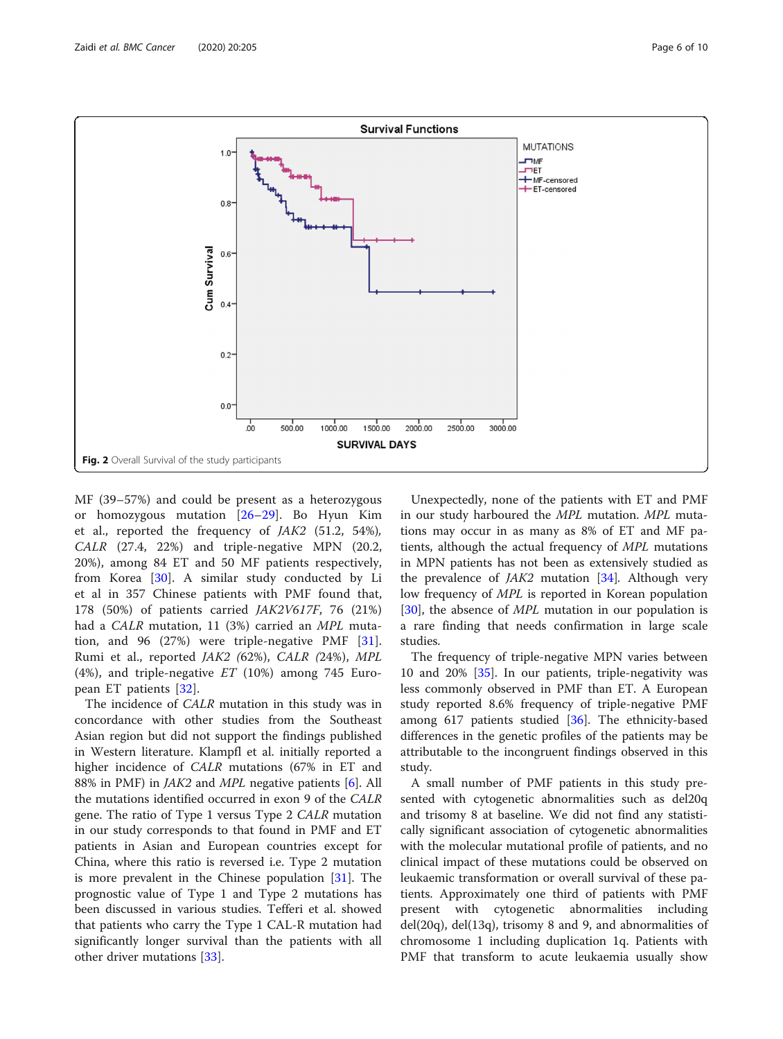Fig. 2 Overall Survival of the study participants

MF (39–57%) and could be present as a heterozygous or homozygous mutation [26–29]. Bo Hyun Kim et al., reported the frequency of *JAK2* (51.2, 54%), *CALR* (27.4, 22%) and triple-negative MPN (20.2, 20%), among 84 ET and 50 MF patients respectively, from Korea [30]. A similar study conducted by Li et al in 357 Chinese patients with PMF found that, 178 (50%) of patients carried *JAK2V617F*, 76 (21%) had a *CALR* mutation, 11 (3%) carried an *MPL* mutation, and 96 (27%) were triple-negative PMF [31]. Rumi et al., reported *JAK2* (62%), *CALR* (24%), *MPL* (4%), and triple-negative *ET* (10%) among 745 European ET patients [32].

The incidence of *CALR* mutation in this study was in concordance with other studies from the Southeast Asian region but did not support the findings published in Western literature. Klampfl et al. initially reported a higher incidence of *CALR* mutations (67% in ET and 88% in PMF) in *JAK2* and *MPL* negative patients [6]. All the mutations identified occurred in exon 9 of the *CALR* gene. The ratio of Type 1 versus Type 2 *CALR* mutation in our study corresponds to that found in PMF and ET patients in Asian and European countries except for China, where this ratio is reversed i.e. Type 2 mutation is more prevalent in the Chinese population [31]. The prognostic value of Type 1 and Type 2 mutations has been discussed in various studies. Tefferi et al. showed that patients who carry the Type 1 CAL-R mutation had significantly longer survival than the patients with all other driver mutations [33].

Unexpectedly, none of the patients with ET and PMF in our study harboured the *MPL* mutation. *MPL* mutations may occur in as many as 8% of ET and MF patients, although the actual frequency of *MPL* mutations in MPN patients has not been as extensively studied as the prevalence of *JAK2* mutation [34]. Although very low frequency of *MPL* is reported in Korean population [30], the absence of *MPL* mutation in our population is a rare finding that needs confirmation in large scale studies.

The frequency of triple-negative MPN varies between 10 and 20% [35]. In our patients, triple-negativity was less commonly observed in PMF than ET. A European study reported 8.6% frequency of triple-negative PMF among 617 patients studied [36]. The ethnicity-based differences in the genetic profiles of the patients may be attributable to the incongruent findings observed in this study.

A small number of PMF patients in this study presented with cytogenetic abnormalities such as del20q and trisomy 8 at baseline. We did not find any statistically significant association of cytogenetic abnormalities with the molecular mutational profile of patients, and no clinical impact of these mutations could be observed on leukaemic transformation or overall survival of these patients. Approximately one third of patients with PMF present with cytogenetic abnormalities including del(20q), del(13q), trisomy 8 and 9, and abnormalities of chromosome 1 including duplication 1q. Patients with PMF that transform to acute leukaemia usually show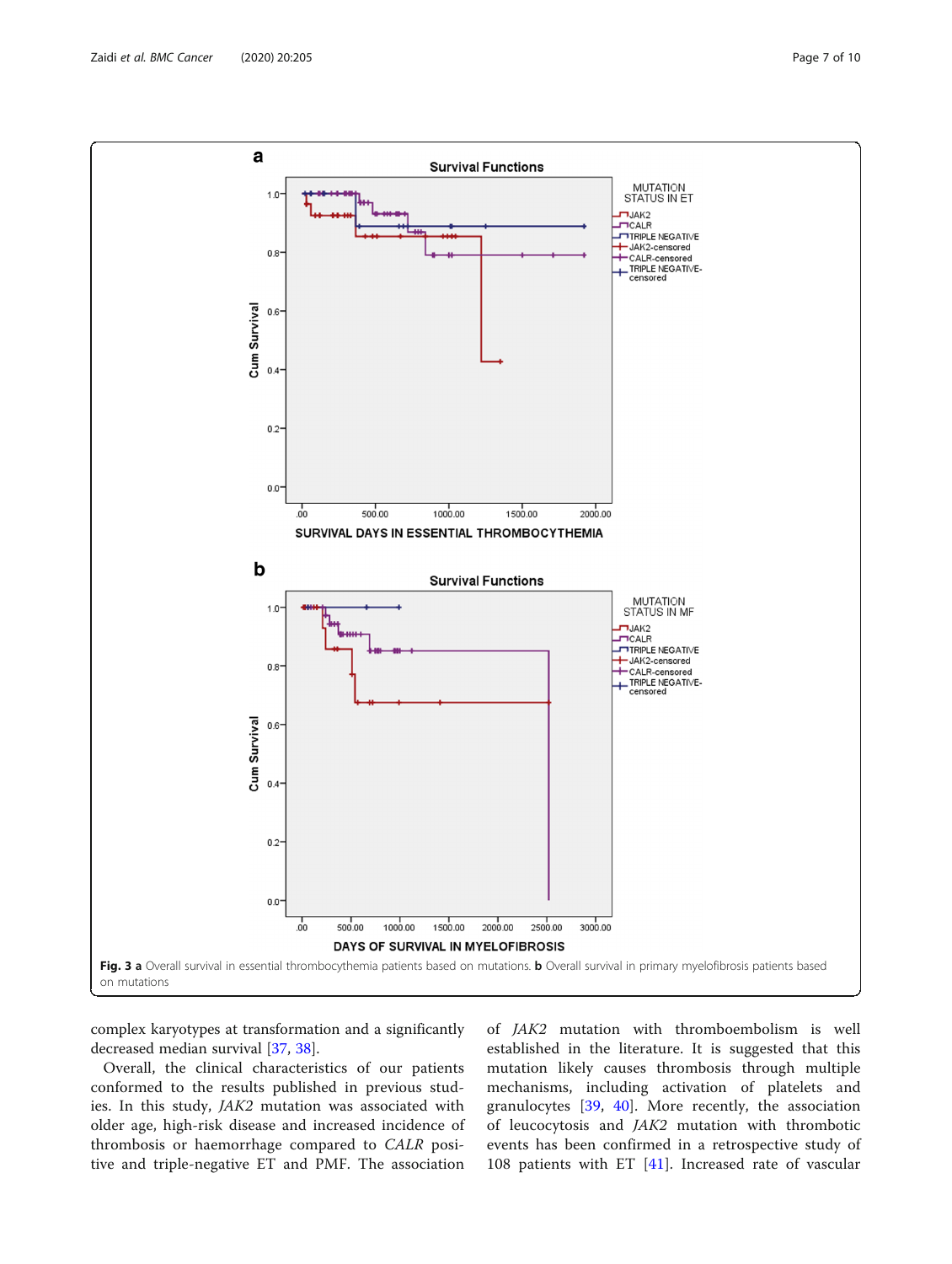**Fig. 3** **a** Overall survival in essential thrombocythemia patients based on mutations. **b** Overall survival in primary myelofibrosis patients based on mutations

complex karyotypes at transformation and a significantly decreased median survival [37, 38].

Overall, the clinical characteristics of our patients conformed to the results published in previous studies. In this study, *JAK2* mutation was associated with older age, high-risk disease and increased incidence of thrombosis or haemorrhage compared to *CALR* positive and triple-negative ET and PMF. The association of *JAK2* mutation with thromboembolism is well established in the literature. It is suggested that this mutation likely causes thrombosis through multiple mechanisms, including activation of platelets and granulocytes [39, 40]. More recently, the association of leucocytosis and *JAK2* mutation with thrombotic events has been confirmed in a retrospective study of 108 patients with ET [41]. Increased rate of vascular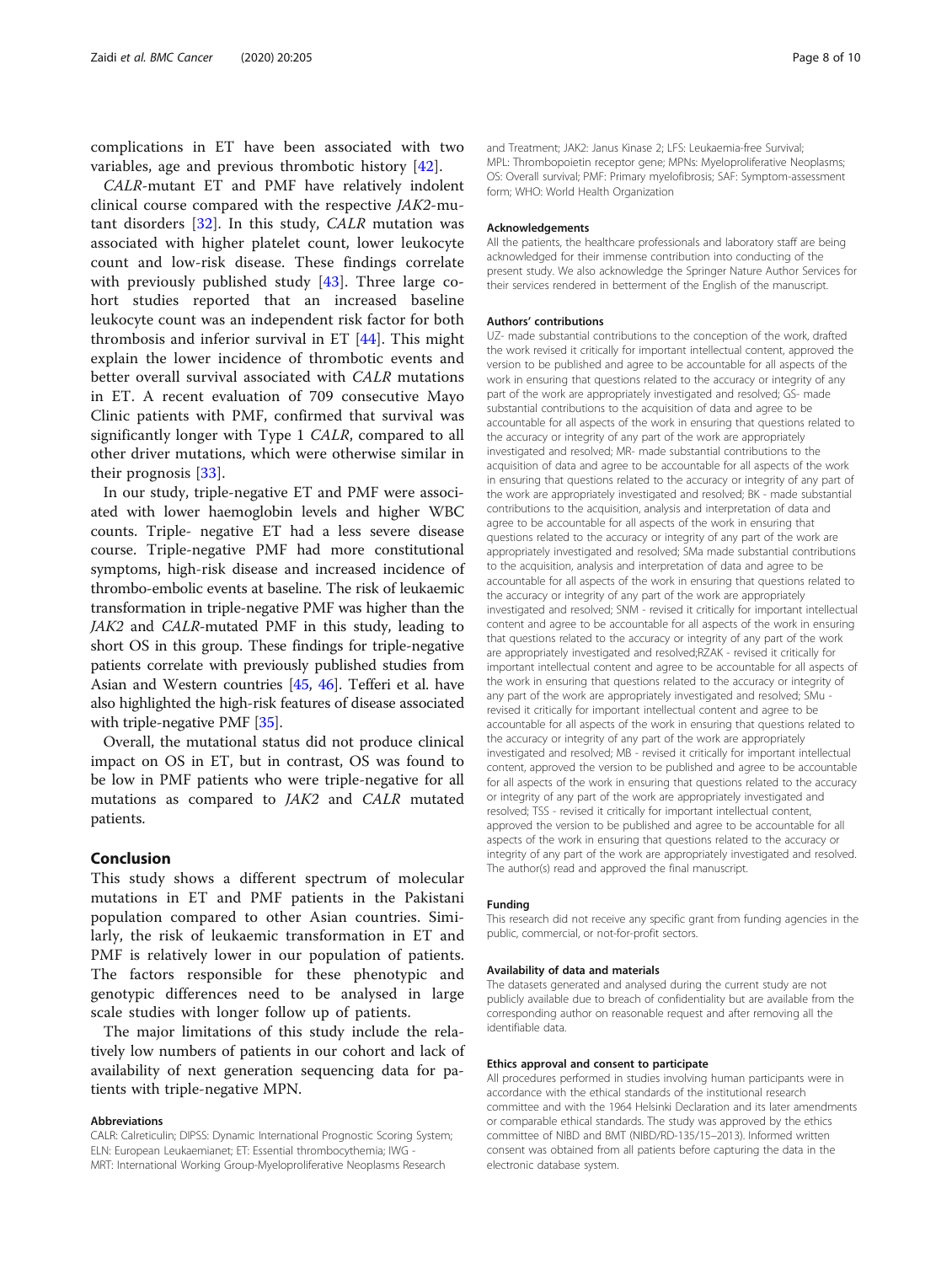complications in ET have been associated with two variables, age and previous thrombotic history [42].

*CALR*-mutant ET and PMF have relatively indolent clinical course compared with the respective *JAK2*-mutant disorders [32]. In this study, *CALR* mutation was associated with higher platelet count, lower leukocyte count and low-risk disease. These findings correlate with previously published study [43]. Three large cohort studies reported that an increased baseline leukocyte count was an independent risk factor for both thrombosis and inferior survival in ET [44]. This might explain the lower incidence of thrombotic events and better overall survival associated with *CALR* mutations in ET. A recent evaluation of 709 consecutive Mayo Clinic patients with PMF, confirmed that survival was significantly longer with Type 1 *CALR*, compared to all other driver mutations, which were otherwise similar in their prognosis [33].

In our study, triple-negative ET and PMF were associated with lower haemoglobin levels and higher WBC counts. Triple- negative ET had a less severe disease course. Triple-negative PMF had more constitutional symptoms, high-risk disease and increased incidence of thrombo-embolic events at baseline. The risk of leukaemic transformation in triple-negative PMF was higher than the *JAK2* and *CALR*-mutated PMF in this study, leading to short OS in this group. These findings for triple-negative patients correlate with previously published studies from Asian and Western countries [45, 46]. Tefferi et al. have also highlighted the high-risk features of disease associated with triple-negative PMF [35].

Overall, the mutational status did not produce clinical impact on OS in ET, but in contrast, OS was found to be low in PMF patients who were triple-negative for all mutations as compared to *JAK2* and *CALR* mutated patients.

## Conclusion

This study shows a different spectrum of molecular mutations in ET and PMF patients in the Pakistani population compared to other Asian countries. Similarly, the risk of leukaemic transformation in ET and PMF is relatively lower in our population of patients. The factors responsible for these phenotypic and genotypic differences need to be analysed in large scale studies with longer follow up of patients.

The major limitations of this study include the relatively low numbers of patients in our cohort and lack of availability of next generation sequencing data for patients with triple-negative MPN.

#### Abbreviations

CALR: Calreticulin; DIPSS: Dynamic International Prognostic Scoring System; ELN: European Leukaemianet; ET: Essential thrombocythemia; IWG - MRT: International Working Group-Myeloproliferative Neoplasms Research and Treatment; JAK2: Janus Kinase 2; LFS: Leukaemia-free Survival; MPL: Thrombopoietin receptor gene; MPNs: Myeloproliferative Neoplasms; OS: Overall survival; PMF: Primary myelofibrosis; SAF: Symptom-assessment form; WHO: World Health Organization

#### Acknowledgements

All the patients, the healthcare professionals and laboratory staff are being acknowledged for their immense contribution into conducting of the present study. We also acknowledge the Springer Nature Author Services for their services rendered in betterment of the English of the manuscript.

#### Authors' contributions

UZ- made substantial contributions to the conception of the work, drafted the work revised it critically for important intellectual content, approved the version to be published and agree to be accountable for all aspects of the work in ensuring that questions related to the accuracy or integrity of any part of the work are appropriately investigated and resolved; GS- made substantial contributions to the acquisition of data and agree to be accountable for all aspects of the work in ensuring that questions related to the accuracy or integrity of any part of the work are appropriately investigated and resolved; MR- made substantial contributions to the acquisition of data and agree to be accountable for all aspects of the work in ensuring that questions related to the accuracy or integrity of any part of the work are appropriately investigated and resolved; BK - made substantial contributions to the acquisition, analysis and interpretation of data and agree to be accountable for all aspects of the work in ensuring that questions related to the accuracy or integrity of any part of the work are appropriately investigated and resolved; SMa made substantial contributions to the acquisition, analysis and interpretation of data and agree to be accountable for all aspects of the work in ensuring that questions related to the accuracy or integrity of any part of the work are appropriately investigated and resolved; SNM - revised it critically for important intellectual content and agree to be accountable for all aspects of the work in ensuring that questions related to the accuracy or integrity of any part of the work are appropriately investigated and resolved;RZAK - revised it critically for important intellectual content and agree to be accountable for all aspects of the work in ensuring that questions related to the accuracy or integrity of any part of the work are appropriately investigated and resolved; SMu - revised it critically for important intellectual content and agree to be accountable for all aspects of the work in ensuring that questions related to the accuracy or integrity of any part of the work are appropriately investigated and resolved; MB - revised it critically for important intellectual content, approved the version to be published and agree to be accountable for all aspects of the work in ensuring that questions related to the accuracy or integrity of any part of the work are appropriately investigated and resolved; TSS - revised it critically for important intellectual content, approved the version to be published and agree to be accountable for all aspects of the work in ensuring that questions related to the accuracy or integrity of any part of the work are appropriately investigated and resolved. The author(s) read and approved the final manuscript.

#### Funding

This research did not receive any specific grant from funding agencies in the public, commercial, or not-for-profit sectors.

#### Availability of data and materials

The datasets generated and analysed during the current study are not publicly available due to breach of confidentiality but are available from the corresponding author on reasonable request and after removing all the identifiable data.

#### Ethics approval and consent to participate

All procedures performed in studies involving human participants were in accordance with the ethical standards of the institutional research committee and with the 1964 Helsinki Declaration and its later amendments or comparable ethical standards. The study was approved by the ethics committee of NIBD and BMT (NIBD/RD-135/15–2013). Informed written consent was obtained from all patients before capturing the data in the electronic database system.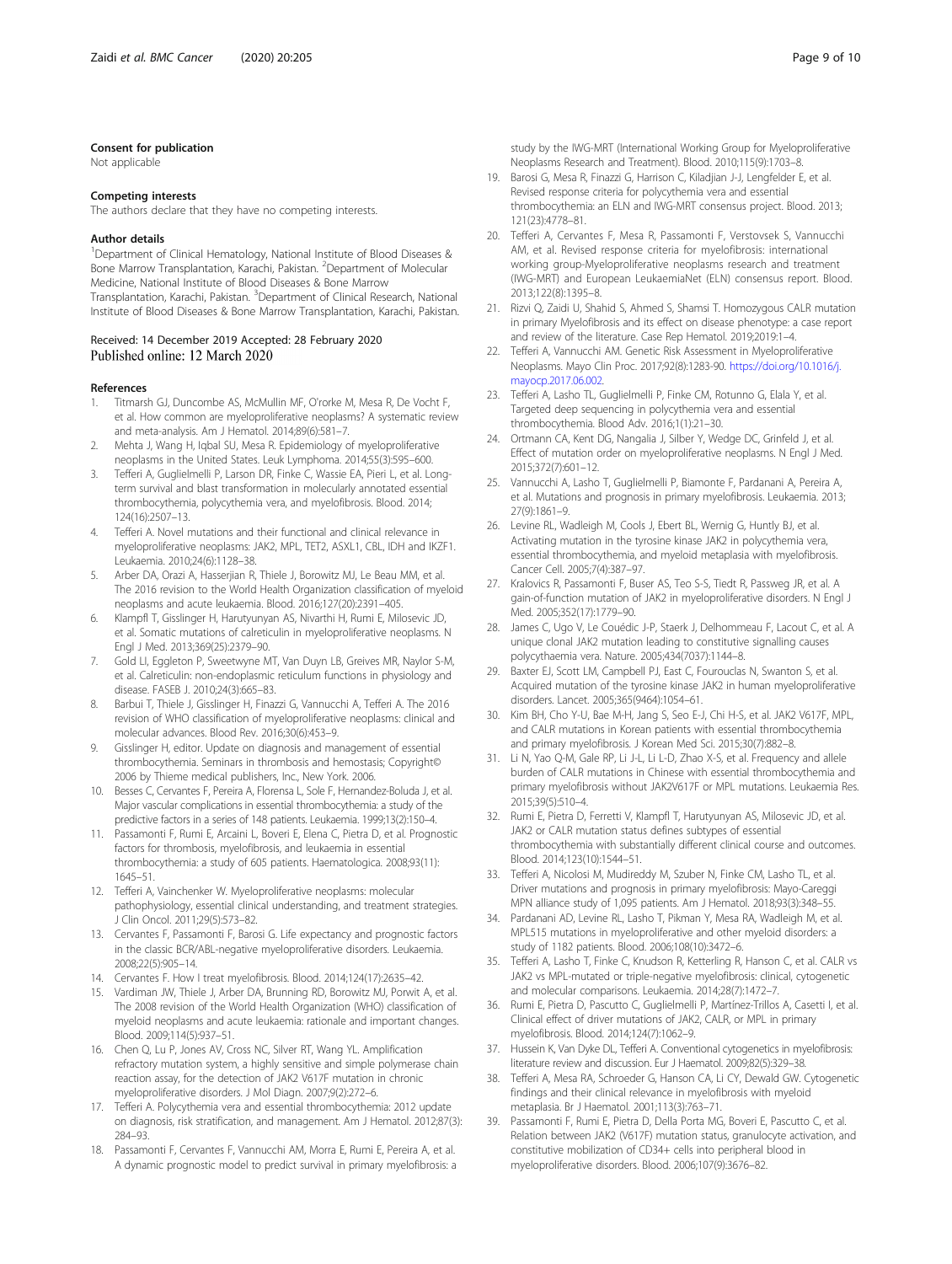### Consent for publication

Not applicable

### Competing interests

The authors declare that they have no competing interests.

### Author details

[1]Department of Clinical Hematology, National Institute of Blood Diseases & Bone Marrow Transplantation, Karachi, Pakistan. [2]Department of Molecular Medicine, National Institute of Blood Diseases & Bone Marrow Transplantation, Karachi, Pakistan. [3]Department of Clinical Research, National Institute of Blood Diseases & Bone Marrow Transplantation, Karachi, Pakistan.

Received: 14 December 2019 Accepted: 28 February 2020
Published online: 12 March 2020

### References

1. Titmarsh GJ, Duncombe AS, McMullin MF, O'rorke M, Mesa R, De Vocht F, et al. How common are myeloproliferative neoplasms? A systematic review and meta-analysis. Am J Hematol. 2014;89(6):581–7.
2. Mehta J, Wang H, Iqbal SU, Mesa R. Epidemiology of myeloproliferative neoplasms in the United States. Leuk Lymphoma. 2014;55(3):595–600.
3. Tefferi A, Guglielmelli P, Larson DR, Finke C, Wassie EA, Pieri L, et al. Long-term survival and blast transformation in molecularly annotated essential thrombocythemia, polycythemia vera, and myelofibrosis. Blood. 2014; 124(16):2507–13.
4. Tefferi A. Novel mutations and their functional and clinical relevance in myeloproliferative neoplasms: JAK2, MPL, TET2, ASXL1, CBL, IDH and IKZF1. Leukaemia. 2010;24(6):1128–38.
5. Arber DA, Orazi A, Hasserjian R, Thiele J, Borowitz MJ, Le Beau MM, et al. The 2016 revision to the World Health Organization classification of myeloid neoplasms and acute leukaemia. Blood. 2016;127(20):2391–405.
6. Klampfl T, Gisslinger H, Harutyunyan AS, Nivarthi H, Rumi E, Milosevic JD, et al. Somatic mutations of calreticulin in myeloproliferative neoplasms. N Engl J Med. 2013;369(25):2379–90.
7. Gold LI, Eggleton P, Sweetwyne MT, Van Duyn LB, Greives MR, Naylor S-M, et al. Calreticulin: non-endoplasmic reticulum functions in physiology and disease. FASEB J. 2010;24(3):665–83.
8. Barbui T, Thiele J, Gisslinger H, Finazzi G, Vannucchi A, Tefferi A. The 2016 revision of WHO classification of myeloproliferative neoplasms: clinical and molecular advances. Blood Rev. 2016;30(6):453–9.
9. Gisslinger H, editor. Update on diagnosis and management of essential thrombocythemia. Seminars in thrombosis and hemostasis; Copyright© 2006 by Thieme medical publishers, Inc., New York. 2006.
10. Besses C, Cervantes F, Pereira A, Florensa L, Sole F, Hernandez-Boluda J, et al. Major vascular complications in essential thrombocythemia: a study of the predictive factors in a series of 148 patients. Leukaemia. 1999;13(2):150–4.
11. Passamonti F, Rumi E, Arcaini L, Boveri E, Elena C, Pietra D, et al. Prognostic factors for thrombosis, myelofibrosis, and leukaemia in essential thrombocythemia: a study of 605 patients. Haematologica. 2008;93(11): 1645–51.
12. Tefferi A, Vainchenker W. Myeloproliferative neoplasms: molecular pathophysiology, essential clinical understanding, and treatment strategies. J Clin Oncol. 2011;29(5):573–82.
13. Cervantes F, Passamonti F, Barosi G. Life expectancy and prognostic factors in the classic BCR/ABL-negative myeloproliferative disorders. Leukaemia. 2008;22(5):905–14.
14. Cervantes F. How I treat myelofibrosis. Blood. 2014;124(17):2635–42.
15. Vardiman JW, Thiele J, Arber DA, Brunning RD, Borowitz MJ, Porwit A, et al. The 2008 revision of the World Health Organization (WHO) classification of myeloid neoplasms and acute leukaemia: rationale and important changes. Blood. 2009;114(5):937–51.
16. Chen Q, Lu P, Jones AV, Cross NC, Silver RT, Wang YL. Amplification refractory mutation system, a highly sensitive and simple polymerase chain reaction assay, for the detection of JAK2 V617F mutation in chronic myeloproliferative disorders. J Mol Diagn. 2007;9(2):272–6.
17. Tefferi A. Polycythemia vera and essential thrombocythemia: 2012 update on diagnosis, risk stratification, and management. Am J Hematol. 2012;87(3): 284–93.
18. Passamonti F, Cervantes F, Vannucchi AM, Morra E, Rumi E, Pereira A, et al. A dynamic prognostic model to predict survival in primary myelofibrosis: a study by the IWG-MRT (International Working Group for Myeloproliferative Neoplasms Research and Treatment). Blood. 2010;115(9):1703–8.
19. Barosi G, Mesa R, Finazzi G, Harrison C, Kiladjian J-J, Lengfelder E, et al. Revised response criteria for polycythemia vera and essential thrombocythemia: an ELN and IWG-MRT consensus project. Blood. 2013; 121(23):4778–81.
20. Tefferi A, Cervantes F, Mesa R, Passamonti F, Verstovsek S, Vannucchi AM, et al. Revised response criteria for myelofibrosis: international working group-Myeloproliferative neoplasms research and treatment (IWG-MRT) and European LeukaemiaNet (ELN) consensus report. Blood. 2013;122(8):1395–8.
21. Rizvi Q, Zaidi U, Shahid S, Ahmed S, Shamsi T. Homozygous CALR mutation in primary Myelofibrosis and its effect on disease phenotype: a case report and review of the literature. Case Rep Hematol. 2019;2019:1–4.
22. Tefferi A, Vannucchi AM. Genetic Risk Assessment in Myeloproliferative Neoplasms. Mayo Clin Proc. 2017;92(8):1283-90. https://doi.org/10.1016/j.mayocp.2017.06.002.
23. Tefferi A, Lasho TL, Guglielmelli P, Finke CM, Rotunno G, Elala Y, et al. Targeted deep sequencing in polycythemia vera and essential thrombocythemia. Blood Adv. 2016;1(1):21–30.
24. Ortmann CA, Kent DG, Nangalia J, Silber Y, Wedge DC, Grinfeld J, et al. Effect of mutation order on myeloproliferative neoplasms. N Engl J Med. 2015;372(7):601–12.
25. Vannucchi A, Lasho T, Guglielmelli P, Biamonte F, Pardanani A, Pereira A, et al. Mutations and prognosis in primary myelofibrosis. Leukaemia. 2013; 27(9):1861–9.
26. Levine RL, Wadleigh M, Cools J, Ebert BL, Wernig G, Huntly BJ, et al. Activating mutation in the tyrosine kinase JAK2 in polycythemia vera, essential thrombocythemia, and myeloid metaplasia with myelofibrosis. Cancer Cell. 2005;7(4):387–97.
27. Kralovics R, Passamonti F, Buser AS, Teo S-S, Tiedt R, Passweg JR, et al. A gain-of-function mutation of JAK2 in myeloproliferative disorders. N Engl J Med. 2005;352(17):1779–90.
28. James C, Ugo V, Le Couédic J-P, Staerk J, Delhommeau F, Lacout C, et al. A unique clonal JAK2 mutation leading to constitutive signalling causes polycythaemia vera. Nature. 2005;434(7037):1144–8.
29. Baxter EJ, Scott LM, Campbell PJ, East C, Fourouclas N, Swanton S, et al. Acquired mutation of the tyrosine kinase JAK2 in human myeloproliferative disorders. Lancet. 2005;365(9464):1054–61.
30. Kim BH, Cho Y-U, Bae M-H, Jang S, Seo E-J, Chi H-S, et al. JAK2 V617F, MPL, and CALR mutations in Korean patients with essential thrombocythemia and primary myelofibrosis. J Korean Med Sci. 2015;30(7):882–8.
31. Li N, Yao Q-M, Gale RP, Li J-L, Li L-D, Zhao X-S, et al. Frequency and allele burden of CALR mutations in Chinese with essential thrombocythemia and primary myelofibrosis without JAK2V617F or MPL mutations. Leukaemia Res. 2015;39(5):510–4.
32. Rumi E, Pietra D, Ferretti V, Klampfl T, Harutyunyan AS, Milosevic JD, et al. JAK2 or CALR mutation status defines subtypes of essential thrombocythemia with substantially different clinical course and outcomes. Blood. 2014;123(10):1544–51.
33. Tefferi A, Nicolosi M, Mudireddy M, Szuber N, Finke CM, Lasho TL, et al. Driver mutations and prognosis in primary myelofibrosis: Mayo-Careggi MPN alliance study of 1,095 patients. Am J Hematol. 2018;93(3):348–55.
34. Pardanani AD, Levine RL, Lasho T, Pikman Y, Mesa RA, Wadleigh M, et al. MPL515 mutations in myeloproliferative and other myeloid disorders: a study of 1182 patients. Blood. 2006;108(10):3472–6.
35. Tefferi A, Lasho T, Finke C, Knudson R, Ketterling R, Hanson C, et al. CALR vs JAK2 vs MPL-mutated or triple-negative myelofibrosis: clinical, cytogenetic and molecular comparisons. Leukaemia. 2014;28(7):1472–7.
36. Rumi E, Pietra D, Pascutto C, Guglielmelli P, Martínez-Trillos A, Casetti I, et al. Clinical effect of driver mutations of JAK2, CALR, or MPL in primary myelofibrosis. Blood. 2014;124(7):1062–9.
37. Hussein K, Van Dyke DL, Tefferi A. Conventional cytogenetics in myelofibrosis: literature review and discussion. Eur J Haematol. 2009;82(5):329–38.
38. Tefferi A, Mesa RA, Schroeder G, Hanson CA, Li CY, Dewald GW. Cytogenetic findings and their clinical relevance in myelofibrosis with myeloid metaplasia. Br J Haematol. 2001;113(3):763–71.
39. Passamonti F, Rumi E, Pietra D, Della Porta MG, Boveri E, Pascutto C, et al. Relation between JAK2 (V617F) mutation status, granulocyte activation, and constitutive mobilization of CD34+ cells into peripheral blood in myeloproliferative disorders. Blood. 2006;107(9):3676–82.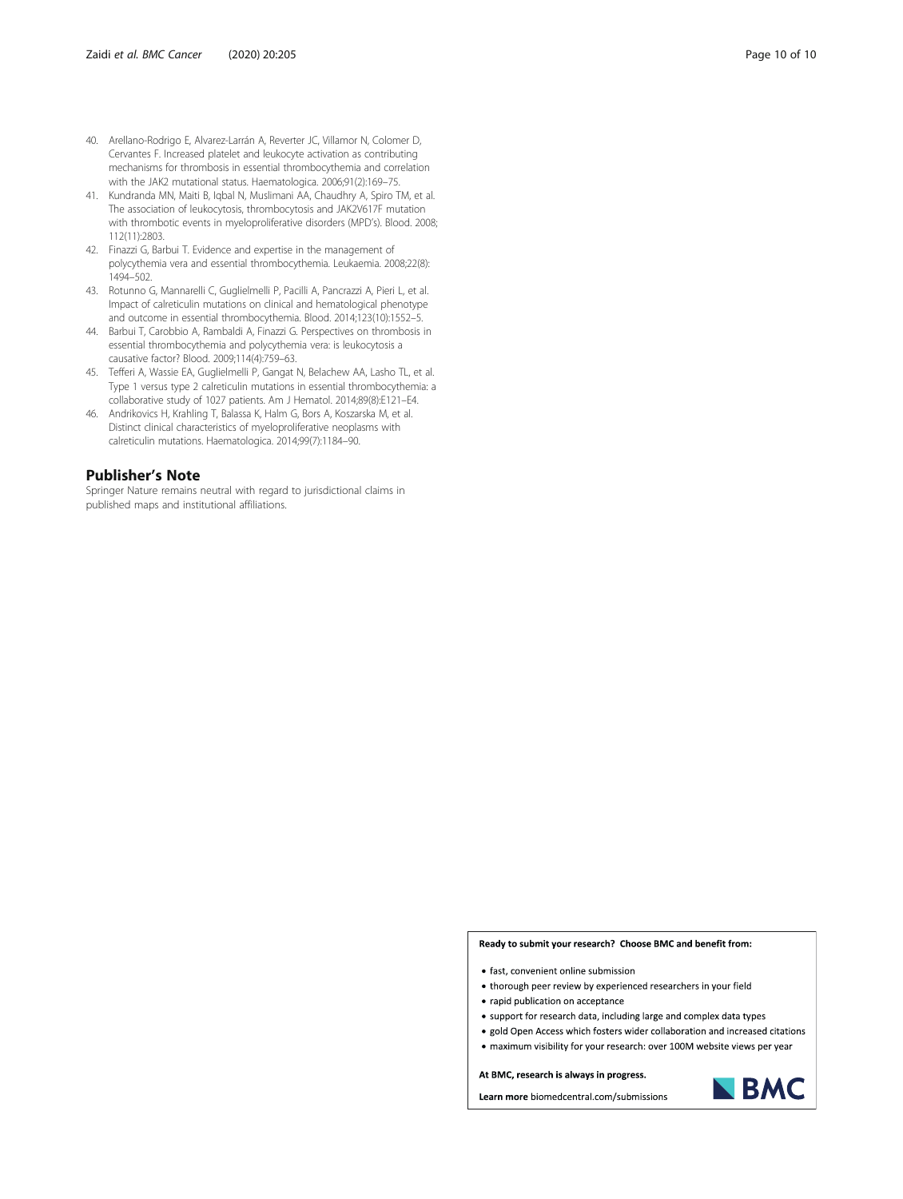40. Arellano-Rodrigo E, Alvarez-Larrán A, Reverter JC, Villamor N, Colomer D, Cervantes F. Increased platelet and leukocyte activation as contributing mechanisms for thrombosis in essential thrombocythemia and correlation with the JAK2 mutational status. Haematologica. 2006;91(2):169–75.
41. Kundranda MN, Maiti B, Iqbal N, Muslimani AA, Chaudhry A, Spiro TM, et al. The association of leukocytosis, thrombocytosis and JAK2V617F mutation with thrombotic events in myeloproliferative disorders (MPD's). Blood. 2008; 112(11):2803.
42. Finazzi G, Barbui T. Evidence and expertise in the management of polycythemia vera and essential thrombocythemia. Leukaemia. 2008;22(8): 1494–502.
43. Rotunno G, Mannarelli C, Guglielmelli P, Pacilli A, Pancrazzi A, Pieri L, et al. Impact of calreticulin mutations on clinical and hematological phenotype and outcome in essential thrombocythemia. Blood. 2014;123(10):1552–5.
44. Barbui T, Carobbio A, Rambaldi A, Finazzi G. Perspectives on thrombosis in essential thrombocythemia and polycythemia vera: is leukocytosis a causative factor? Blood. 2009;114(4):759–63.
45. Tefferi A, Wassie EA, Guglielmelli P, Gangat N, Belachew AA, Lasho TL, et al. Type 1 versus type 2 calreticulin mutations in essential thrombocythemia: a collaborative study of 1027 patients. Am J Hematol. 2014;89(8):E121–E4.
46. Andrikovics H, Krahling T, Balassa K, Halm G, Bors A, Koszarska M, et al. Distinct clinical characteristics of myeloproliferative neoplasms with calreticulin mutations. Haematologica. 2014;99(7):1184–90.

## Publisher's Note

Springer Nature remains neutral with regard to jurisdictional claims in published maps and institutional affiliations.